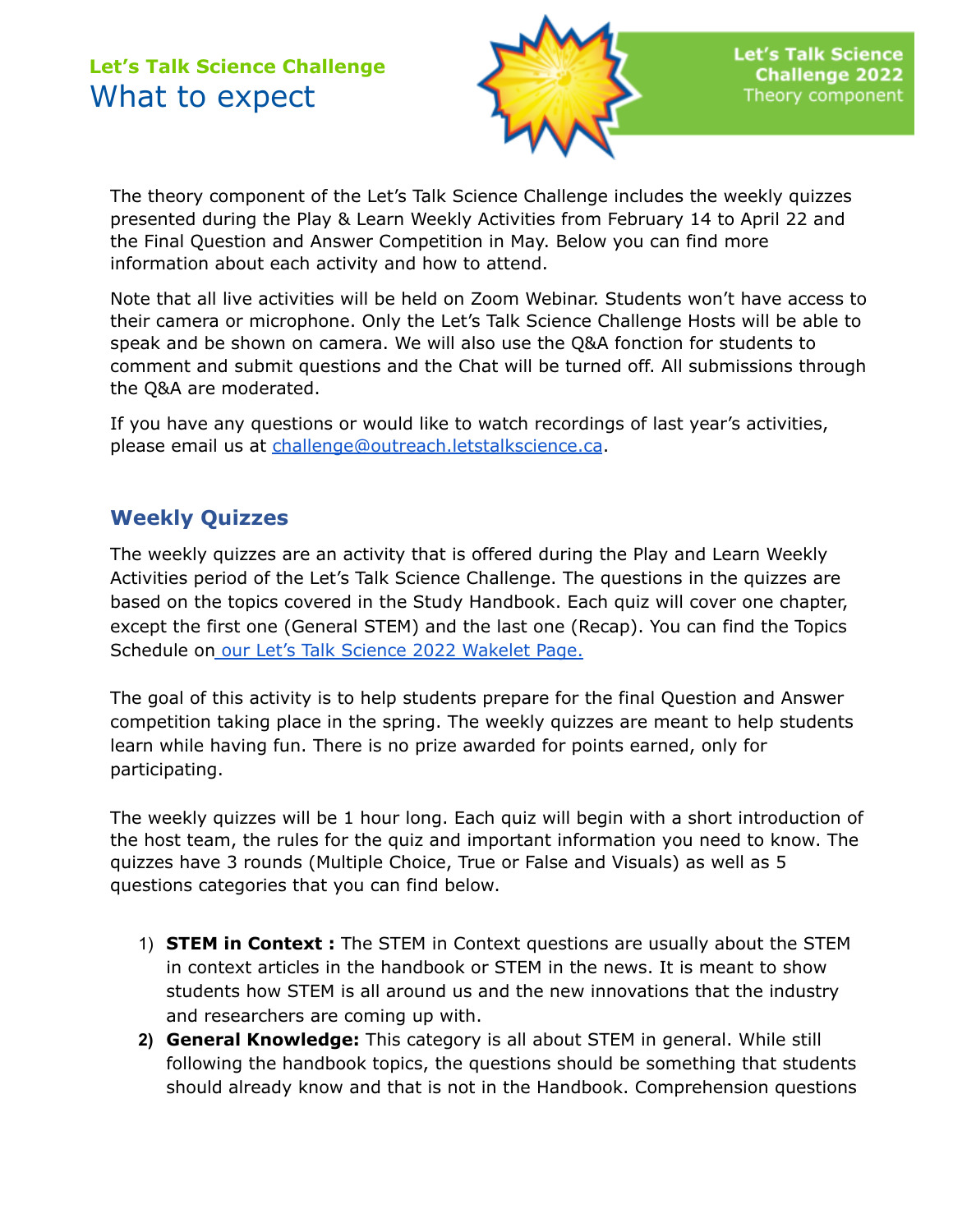**Let's Talk Science Challenge**

# What to expect

**Let's Talk Science Challenge 2022**
Theory component

The theory component of the Let's Talk Science Challenge includes the weekly quizzes presented during the Play & Learn Weekly Activities from February 14 to April 22 and the Final Question and Answer Competition in May. Below you can find more information about each activity and how to attend.

Note that all live activities will be held on Zoom Webinar. Students won't have access to their camera or microphone. Only the Let's Talk Science Challenge Hosts will be able to speak and be shown on camera. We will also use the Q&A fonction for students to comment and submit questions and the Chat will be turned off. All submissions through the Q&A are moderated.

If you have any questions or would like to watch recordings of last year's activities, please email us at challenge@outreach.letstalkscience.ca.

## Weekly Quizzes

The weekly quizzes are an activity that is offered during the Play and Learn Weekly Activities period of the Let's Talk Science Challenge. The questions in the quizzes are based on the topics covered in the Study Handbook. Each quiz will cover one chapter, except the first one (General STEM) and the last one (Recap). You can find the Topics Schedule on our Let's Talk Science 2022 Wakelet Page.

The goal of this activity is to help students prepare for the final Question and Answer competition taking place in the spring. The weekly quizzes are meant to help students learn while having fun. There is no prize awarded for points earned, only for participating.

The weekly quizzes will be 1 hour long. Each quiz will begin with a short introduction of the host team, the rules for the quiz and important information you need to know. The quizzes have 3 rounds (Multiple Choice, True or False and Visuals) as well as 5 questions categories that you can find below.

1) **STEM in Context :** The STEM in Context questions are usually about the STEM in context articles in the handbook or STEM in the news. It is meant to show students how STEM is all around us and the new innovations that the industry and researchers are coming up with.
2) **General Knowledge:** This category is all about STEM in general. While still following the handbook topics, the questions should be something that students should already know and that is not in the Handbook. Comprehension questions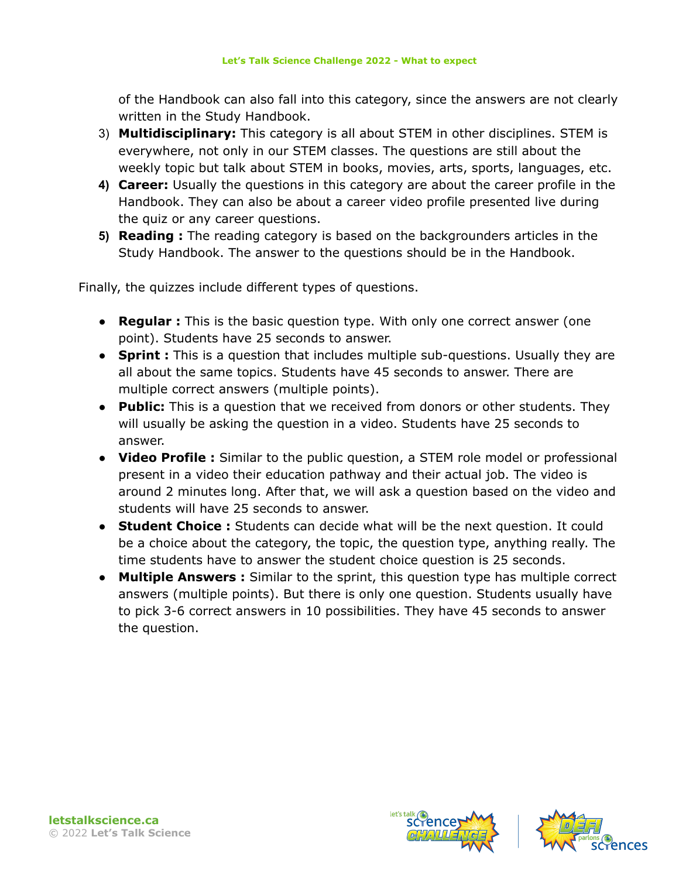of the Handbook can also fall into this category, since the answers are not clearly written in the Study Handbook.

3) **Multidisciplinary:** This category is all about STEM in other disciplines. STEM is everywhere, not only in our STEM classes. The questions are still about the weekly topic but talk about STEM in books, movies, arts, sports, languages, etc.
4) **Career:** Usually the questions in this category are about the career profile in the Handbook. They can also be about a career video profile presented live during the quiz or any career questions.
5) **Reading :** The reading category is based on the backgrounders articles in the Study Handbook. The answer to the questions should be in the Handbook.

Finally, the quizzes include different types of questions.

- **Regular :** This is the basic question type. With only one correct answer (one point). Students have 25 seconds to answer.
- **Sprint :** This is a question that includes multiple sub-questions. Usually they are all about the same topics. Students have 45 seconds to answer. There are multiple correct answers (multiple points).
- **Public:** This is a question that we received from donors or other students. They will usually be asking the question in a video. Students have 25 seconds to answer.
- **Video Profile :** Similar to the public question, a STEM role model or professional present in a video their education pathway and their actual job. The video is around 2 minutes long. After that, we will ask a question based on the video and students will have 25 seconds to answer.
- **Student Choice :** Students can decide what will be the next question. It could be a choice about the category, the topic, the question type, anything really. The time students have to answer the student choice question is 25 seconds.
- **Multiple Answers :** Similar to the sprint, this question type has multiple correct answers (multiple points). But there is only one question. Students usually have to pick 3-6 correct answers in 10 possibilities. They have 45 seconds to answer the question.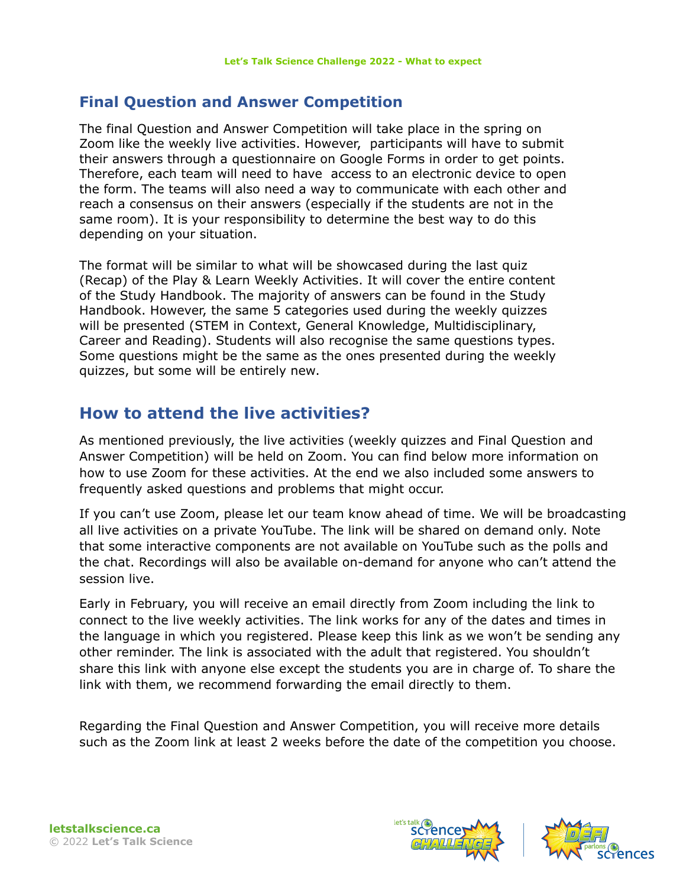## Final Question and Answer Competition

The final Question and Answer Competition will take place in the spring on Zoom like the weekly live activities. However, participants will have to submit their answers through a questionnaire on Google Forms in order to get points. Therefore, each team will need to have access to an electronic device to open the form. The teams will also need a way to communicate with each other and reach a consensus on their answers (especially if the students are not in the same room). It is your responsibility to determine the best way to do this depending on your situation.

The format will be similar to what will be showcased during the last quiz (Recap) of the Play & Learn Weekly Activities. It will cover the entire content of the Study Handbook. The majority of answers can be found in the Study Handbook. However, the same 5 categories used during the weekly quizzes will be presented (STEM in Context, General Knowledge, Multidisciplinary, Career and Reading). Students will also recognise the same questions types. Some questions might be the same as the ones presented during the weekly quizzes, but some will be entirely new.

## How to attend the live activities?

As mentioned previously, the live activities (weekly quizzes and Final Question and Answer Competition) will be held on Zoom. You can find below more information on how to use Zoom for these activities. At the end we also included some answers to frequently asked questions and problems that might occur.

If you can't use Zoom, please let our team know ahead of time. We will be broadcasting all live activities on a private YouTube. The link will be shared on demand only. Note that some interactive components are not available on YouTube such as the polls and the chat. Recordings will also be available on-demand for anyone who can't attend the session live.

Early in February, you will receive an email directly from Zoom including the link to connect to the live weekly activities. The link works for any of the dates and times in the language in which you registered. Please keep this link as we won't be sending any other reminder. The link is associated with the adult that registered. You shouldn't share this link with anyone else except the students you are in charge of. To share the link with them, we recommend forwarding the email directly to them.

Regarding the Final Question and Answer Competition, you will receive more details such as the Zoom link at least 2 weeks before the date of the competition you choose.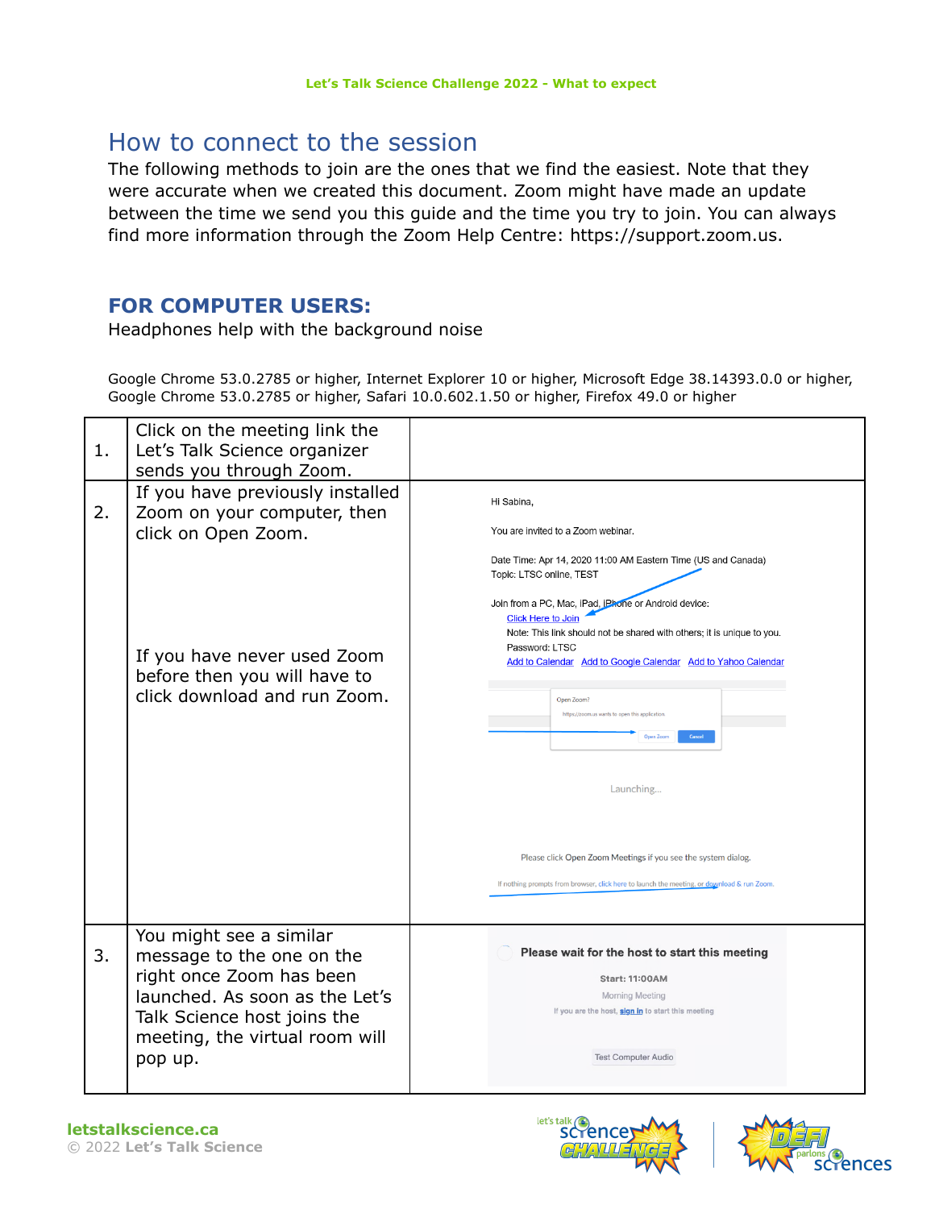# How to connect to the session

The following methods to join are the ones that we find the easiest. Note that they were accurate when we created this document. Zoom might have made an update between the time we send you this guide and the time you try to join. You can always find more information through the Zoom Help Centre: https://support.zoom.us.

## FOR COMPUTER USERS:

Headphones help with the background noise

Google Chrome 53.0.2785 or higher, Internet Explorer 10 or higher, Microsoft Edge 38.14393.0.0 or higher, Google Chrome 53.0.2785 or higher, Safari 10.0.602.1.50 or higher, Firefox 49.0 or higher

| | | |
|---|---|---|
| 1. | Click on the meeting link the Let's Talk Science organizer sends you through Zoom. | |
| 2. | If you have previously installed Zoom on your computer, then click on Open Zoom.<br><br>If you have never used Zoom before then you will have to click download and run Zoom. | Hi Sabina,<br>You are invited to a Zoom webinar.<br>Date Time: Apr 14, 2020 11:00 AM Eastern Time (US and Canada)<br>Topic: LTSC online, TEST<br>Join from a PC, Mac, iPad, iPhone or Android device:<br>Click Here to Join<br>Note: This link should not be shared with others; it is unique to you.<br>Password: LTSC<br>Add to Calendar Add to Google Calendar Add to Yahoo Calendar<br>Open Zoom?<br>https://zoom.us wants to open this application.<br>Open Zoom Cancel<br>Launching...<br>Please click Open Zoom Meetings if you see the system dialog.<br>If nothing prompts from browser, click here to launch the meeting, or download & run Zoom. |
| 3. | You might see a similar message to the one on the right once Zoom has been launched. As soon as the Let's Talk Science host joins the meeting, the virtual room will pop up. | Please wait for the host to start this meeting<br>Start: 11:00AM<br>Morning Meeting<br>If you are the host, sign in to start this meeting<br>Test Computer Audio |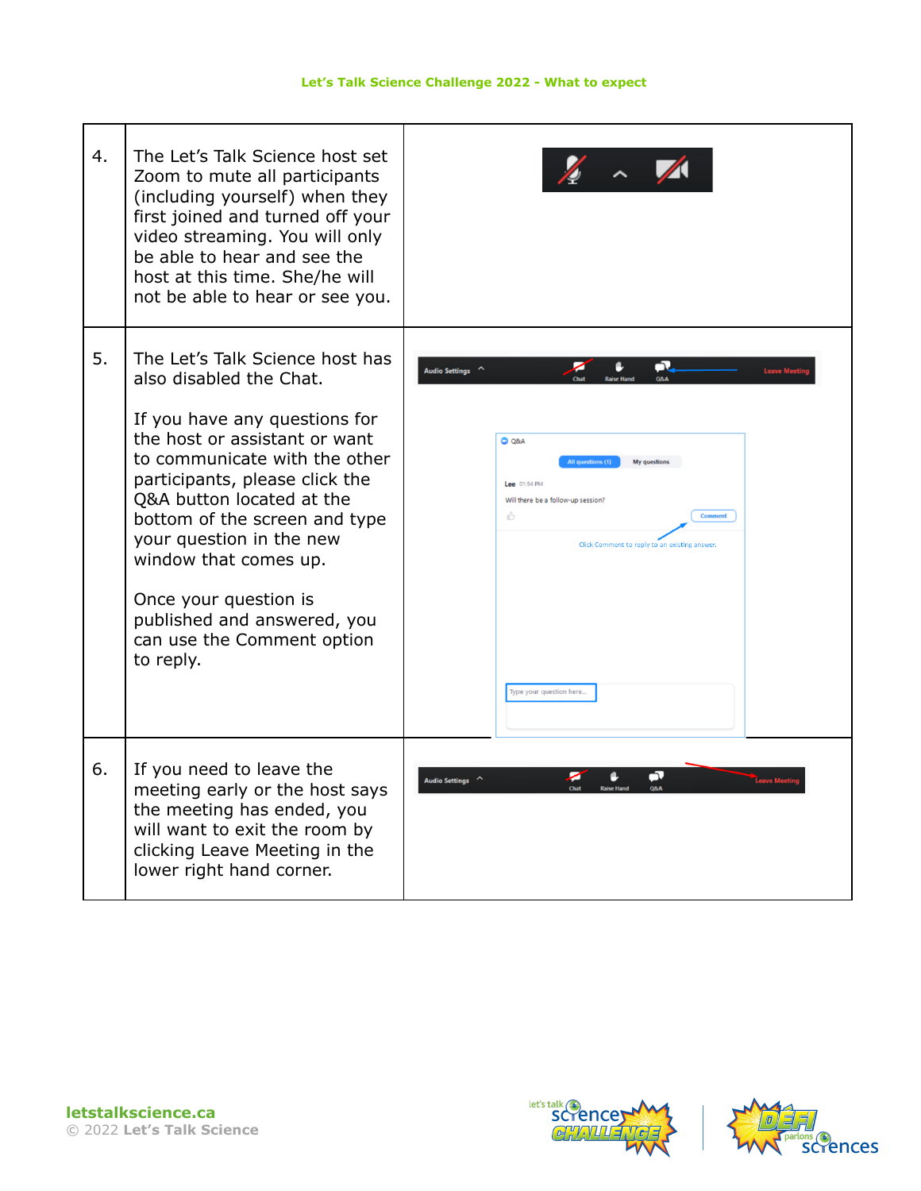| | | |
|---|---|---|
| 4. | The Let's Talk Science host set Zoom to mute all participants (including yourself) when they first joined and turned off your video streaming. You will only be able to hear and see the host at this time. She/he will not be able to hear or see you. | |
| 5. | The Let's Talk Science host has also disabled the Chat.<br><br>If you have any questions for the host or assistant or want to communicate with the other participants, please click the Q&A button located at the bottom of the screen and type your question in the new window that comes up.<br><br>Once your question is published and answered, you can use the Comment option to reply. | |
| 6. | If you need to leave the meeting early or the host says the meeting has ended, you will want to exit the room by clicking Leave Meeting in the lower right hand corner. | |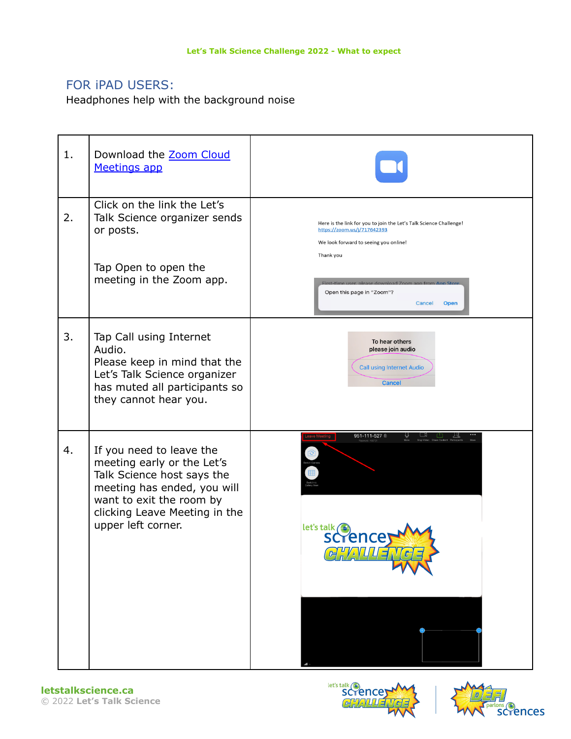## FOR iPAD USERS:

Headphones help with the background noise

| | | |
|---|---|---|
| 1. | Download the [Zoom Cloud Meetings app]() | |
| 2. | Click on the link the Let's Talk Science organizer sends or posts.<br><br>Tap Open to open the meeting in the Zoom app. | Here is the link for you to join the Let's Talk Science Challenge!<br>https://zoom.us/j/717642393<br><br>We look forward to seeing you online!<br><br>Thank you<br><br>First-time user, please download Zoom app from App Store<br>Open this page in "Zoom"?<br>Cancel Open |
| 3. | Tap Call using Internet Audio.<br>Please keep in mind that the Let's Talk Science organizer has muted all participants so they cannot hear you. | To hear others please join audio<br>Call using Internet Audio<br>Cancel |
| 4. | If you need to leave the meeting early or the Let's Talk Science host says the meeting has ended, you will want to exit the room by clicking Leave Meeting in the upper left corner. | Leave Meeting<br>951-111-527 |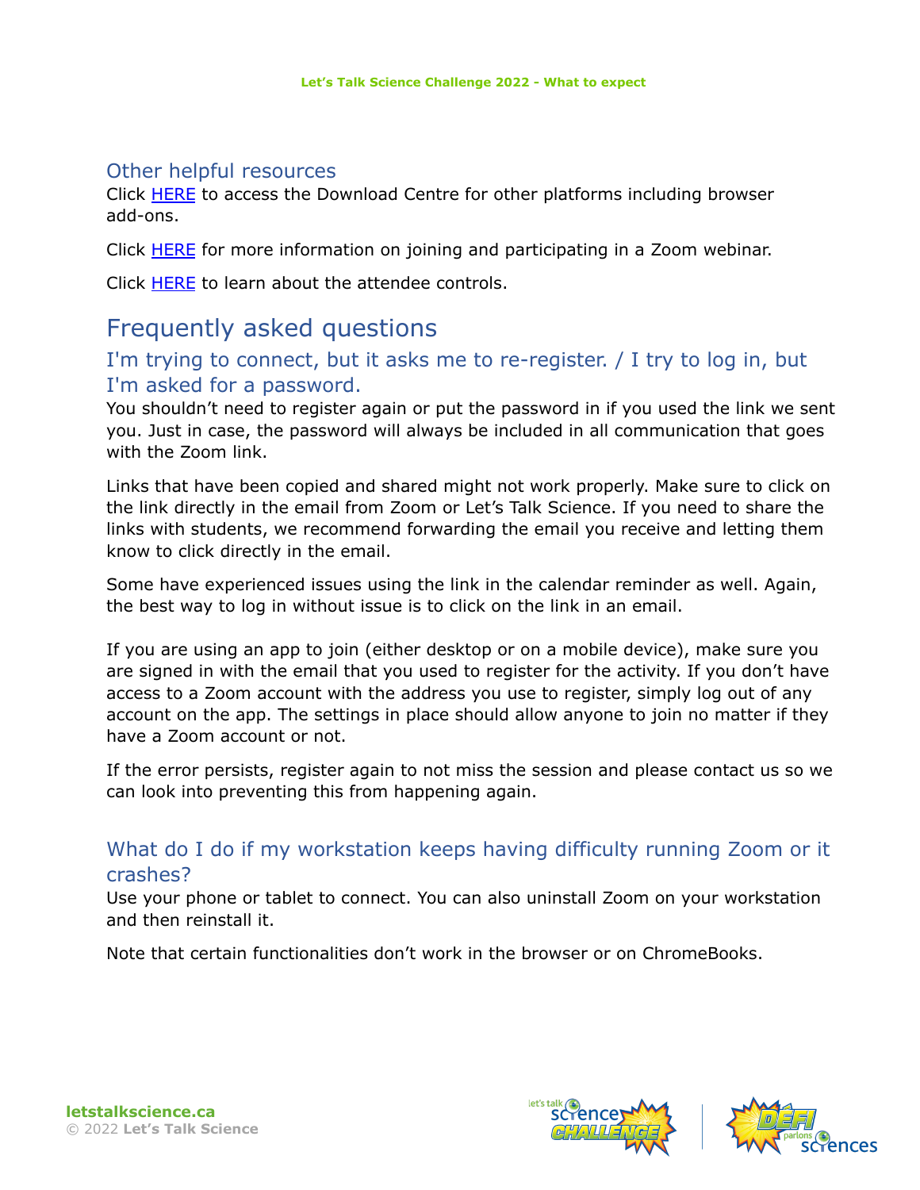## Other helpful resources

Click HERE to access the Download Centre for other platforms including browser add-ons.

Click HERE for more information on joining and participating in a Zoom webinar.

Click HERE to learn about the attendee controls.

# Frequently asked questions

## I'm trying to connect, but it asks me to re-register. / I try to log in, but I'm asked for a password.

You shouldn't need to register again or put the password in if you used the link we sent you. Just in case, the password will always be included in all communication that goes with the Zoom link.

Links that have been copied and shared might not work properly. Make sure to click on the link directly in the email from Zoom or Let's Talk Science. If you need to share the links with students, we recommend forwarding the email you receive and letting them know to click directly in the email.

Some have experienced issues using the link in the calendar reminder as well. Again, the best way to log in without issue is to click on the link in an email.

If you are using an app to join (either desktop or on a mobile device), make sure you are signed in with the email that you used to register for the activity. If you don't have access to a Zoom account with the address you use to register, simply log out of any account on the app. The settings in place should allow anyone to join no matter if they have a Zoom account or not.

If the error persists, register again to not miss the session and please contact us so we can look into preventing this from happening again.

## What do I do if my workstation keeps having difficulty running Zoom or it crashes?

Use your phone or tablet to connect. You can also uninstall Zoom on your workstation and then reinstall it.

Note that certain functionalities don't work in the browser or on ChromeBooks.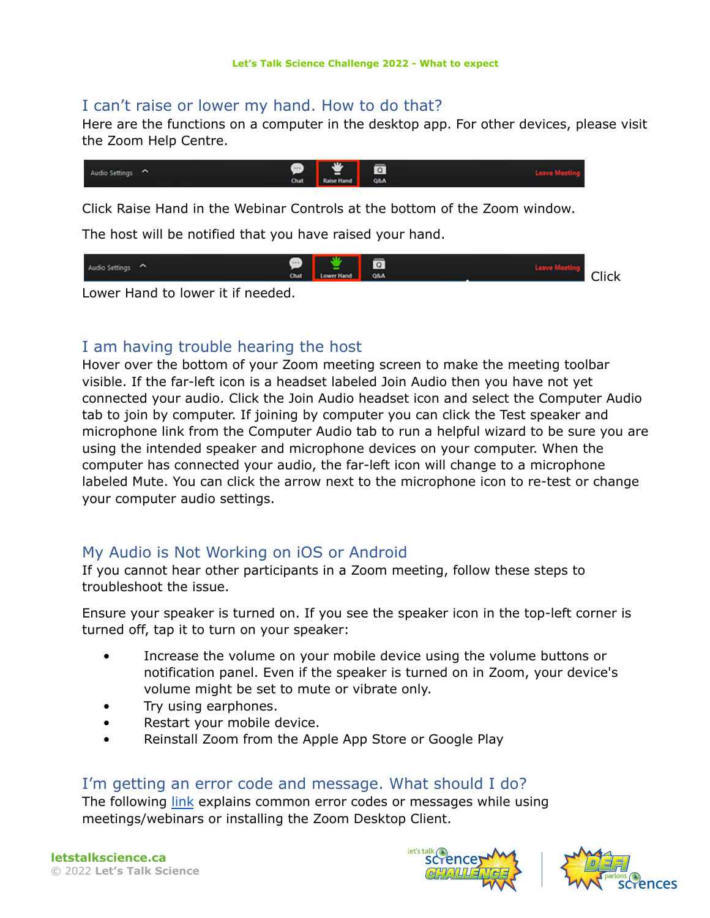## I can't raise or lower my hand. How to do that?

Here are the functions on a computer in the desktop app. For other devices, please visit the Zoom Help Centre.

Click Raise Hand in the Webinar Controls at the bottom of the Zoom window.

The host will be notified that you have raised your hand.

Click Lower Hand to lower it if needed.

## I am having trouble hearing the host

Hover over the bottom of your Zoom meeting screen to make the meeting toolbar visible. If the far-left icon is a headset labeled Join Audio then you have not yet connected your audio. Click the Join Audio headset icon and select the Computer Audio tab to join by computer. If joining by computer you can click the Test speaker and microphone link from the Computer Audio tab to run a helpful wizard to be sure you are using the intended speaker and microphone devices on your computer. When the computer has connected your audio, the far-left icon will change to a microphone labeled Mute. You can click the arrow next to the microphone icon to re-test or change your computer audio settings.

## My Audio is Not Working on iOS or Android

If you cannot hear other participants in a Zoom meeting, follow these steps to troubleshoot the issue.

Ensure your speaker is turned on. If you see the speaker icon in the top-left corner is turned off, tap it to turn on your speaker:

- Increase the volume on your mobile device using the volume buttons or notification panel. Even if the speaker is turned on in Zoom, your device's volume might be set to mute or vibrate only.
- Try using earphones.
- Restart your mobile device.
- Reinstall Zoom from the Apple App Store or Google Play

## I'm getting an error code and message. What should I do?

The following link explains common error codes or messages while using meetings/webinars or installing the Zoom Desktop Client.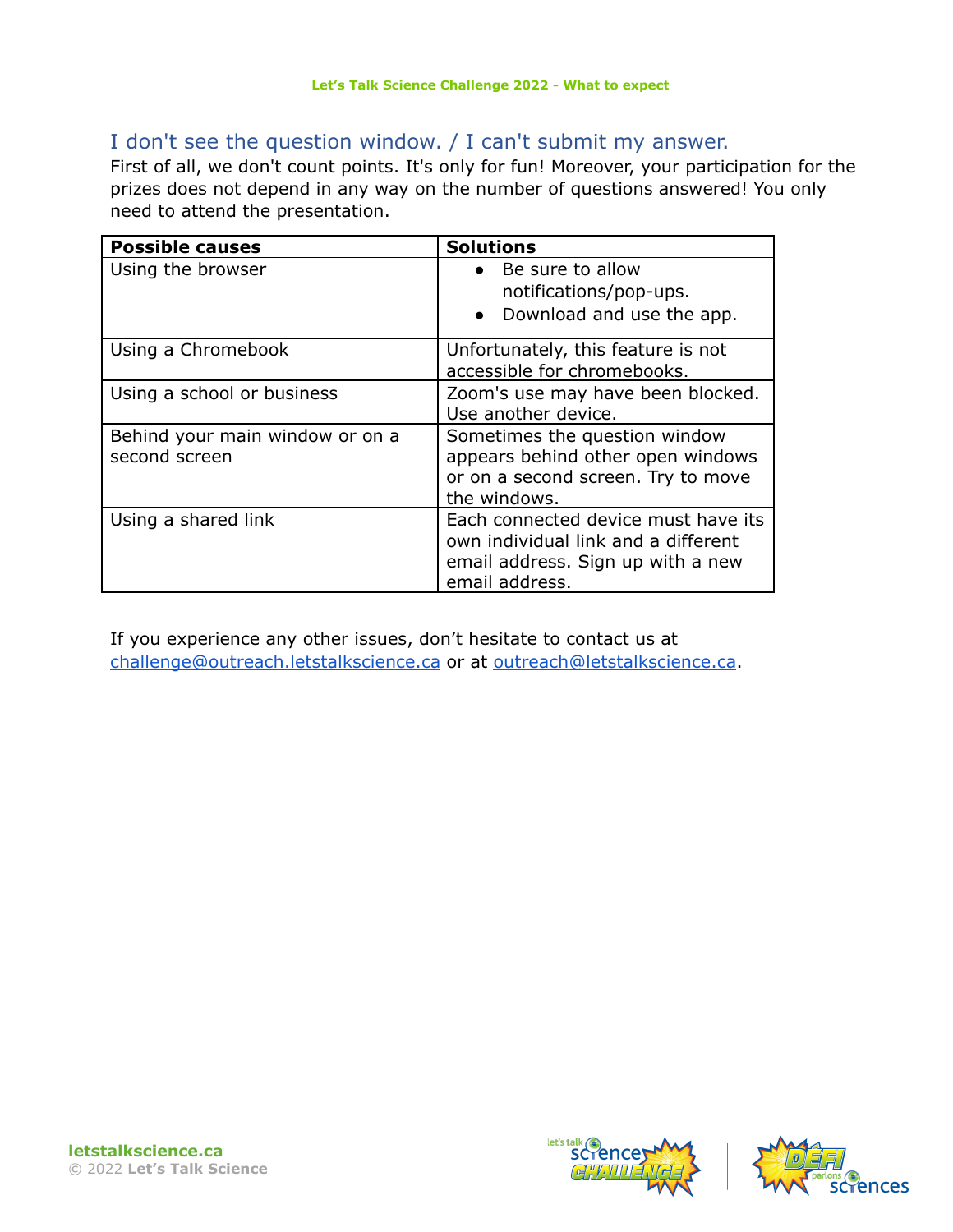## I don't see the question window. / I can't submit my answer.

First of all, we don't count points. It's only for fun! Moreover, your participation for the prizes does not depend in any way on the number of questions answered! You only need to attend the presentation.

| **Possible causes** | **Solutions** |
|---|---|
| Using the browser | • Be sure to allow notifications/pop-ups. <br> • Download and use the app. |
| Using a Chromebook | Unfortunately, this feature is not accessible for chromebooks. |
| Using a school or business | Zoom's use may have been blocked. Use another device. |
| Behind your main window or on a second screen | Sometimes the question window appears behind other open windows or on a second screen. Try to move the windows. |
| Using a shared link | Each connected device must have its own individual link and a different email address. Sign up with a new email address. |

If you experience any other issues, don't hesitate to contact us at challenge@outreach.letstalkscience.ca or at outreach@letstalkscience.ca.